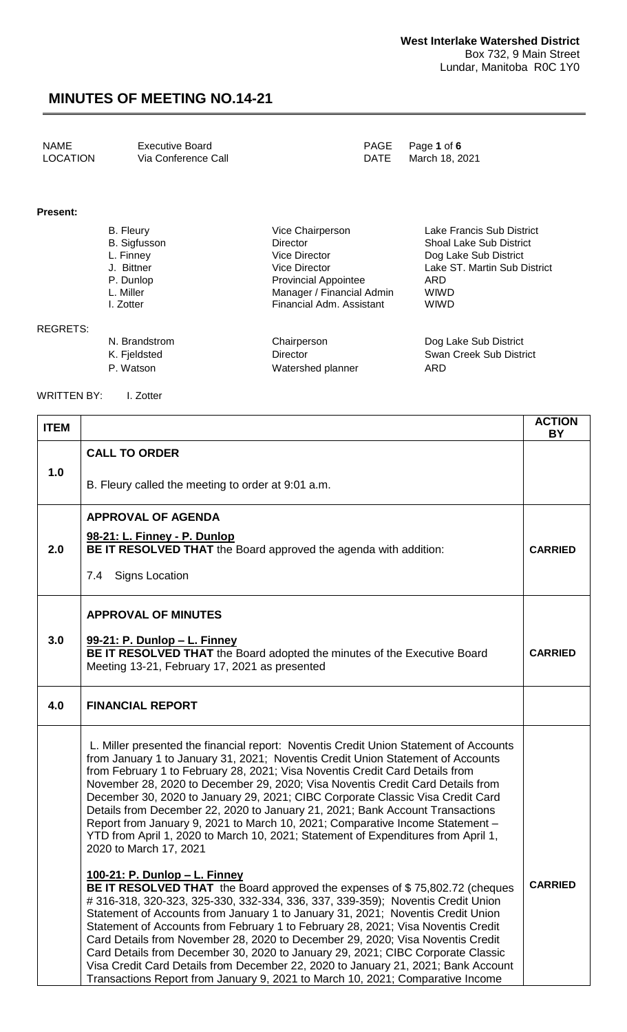**West Interlake Watershed District**
Box 732, 9 Main Street
Lundar, Manitoba R0C 1Y0

# MINUTES OF MEETING NO.14-21

| | | | |
|---|---|---|---|
| NAME | Executive Board | PAGE | Page **1** of **6** |
| LOCATION | Via Conference Call | DATE | March 18, 2021 |

**Present:**

| | | |
|---|---|---|
| B. Fleury | Vice Chairperson | Lake Francis Sub District |
| B. Sigfusson | Director | Shoal Lake Sub District |
| L. Finney | Vice Director | Dog Lake Sub District |
| J. Bittner | Vice Director | Lake ST. Martin Sub District |
| P. Dunlop | Provincial Appointee | ARD |
| L. Miller | Manager / Financial Admin | WIWD |
| I. Zotter | Financial Adm. Assistant | WIWD |

REGRETS:

| | | |
|---|---|---|
| N. Brandstrom | Chairperson | Dog Lake Sub District |
| K. Fjeldsted | Director | Swan Creek Sub District |
| P. Watson | Watershed planner | ARD |

WRITTEN BY: I. Zotter

| ITEM | | ACTION BY |
|---|---|---|
| 1.0 | **CALL TO ORDER**<br><br>B. Fleury called the meeting to order at 9:01 a.m. | |
| 2.0 | **APPROVAL OF AGENDA**<br><br>**98-21: L. Finney - P. Dunlop**<br>**BE IT RESOLVED THAT** the Board approved the agenda with addition:<br><br>7.4 Signs Location | **CARRIED** |
| 3.0 | **APPROVAL OF MINUTES**<br><br>**99-21: P. Dunlop – L. Finney**<br>**BE IT RESOLVED THAT** the Board adopted the minutes of the Executive Board Meeting 13-21, February 17, 2021 as presented | **CARRIED** |
| 4.0 | **FINANCIAL REPORT** | |
| | L. Miller presented the financial report: Noventis Credit Union Statement of Accounts from January 1 to January 31, 2021; Noventis Credit Union Statement of Accounts from February 1 to February 28, 2021; Visa Noventis Credit Card Details from November 28, 2020 to December 29, 2020; Visa Noventis Credit Card Details from December 30, 2020 to January 29, 2021; CIBC Corporate Classic Visa Credit Card Details from December 22, 2020 to January 21, 2021; Bank Account Transactions Report from January 9, 2021 to March 10, 2021; Comparative Income Statement – YTD from April 1, 2020 to March 10, 2021; Statement of Expenditures from April 1, 2020 to March 17, 2021<br><br>**100-21: P. Dunlop – L. Finney**<br>**BE IT RESOLVED THAT** the Board approved the expenses of $ 75,802.72 (cheques # 316-318, 320-323, 325-330, 332-334, 336, 337, 339-359); Noventis Credit Union Statement of Accounts from January 1 to January 31, 2021; Noventis Credit Union Statement of Accounts from February 1 to February 28, 2021; Visa Noventis Credit Card Details from November 28, 2020 to December 29, 2020; Visa Noventis Credit Card Details from December 30, 2020 to January 29, 2021; CIBC Corporate Classic Visa Credit Card Details from December 22, 2020 to January 21, 2021; Bank Account Transactions Report from January 9, 2021 to March 10, 2021; Comparative Income | **CARRIED** |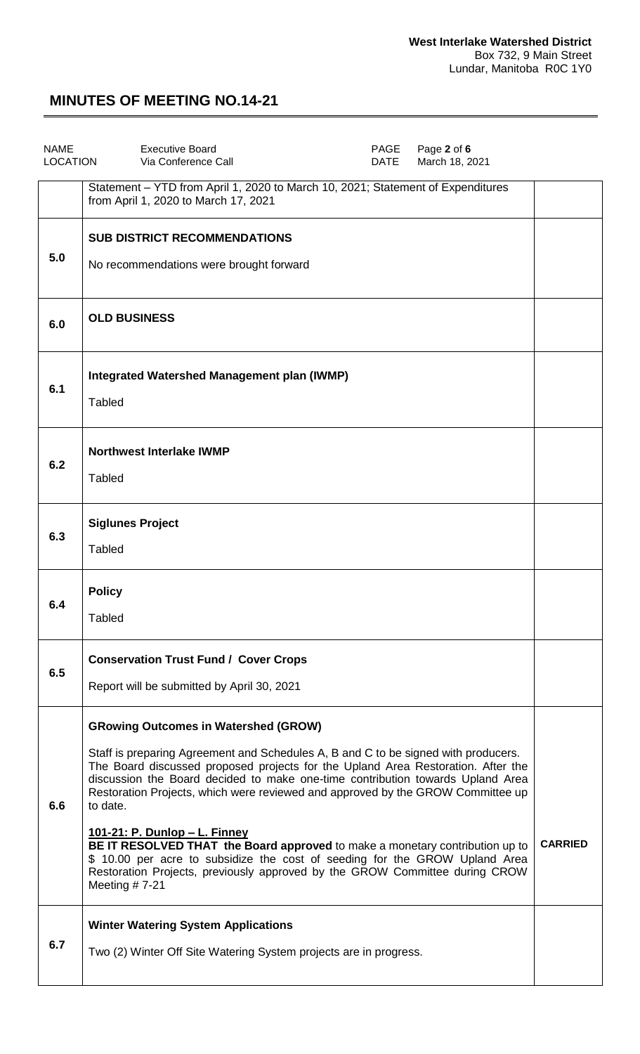| | | |
|---|---|---|
| | Statement – YTD from April 1, 2020 to March 10, 2021; Statement of Expenditures from April 1, 2020 to March 17, 2021 | |
| 5.0 | **SUB DISTRICT RECOMMENDATIONS**<br><br>No recommendations were brought forward | |
| 6.0 | **OLD BUSINESS** | |
| 6.1 | **Integrated Watershed Management plan (IWMP)**<br><br>Tabled | |
| 6.2 | **Northwest Interlake IWMP**<br><br>Tabled | |
| 6.3 | **Siglunes Project**<br><br>Tabled | |
| 6.4 | **Policy**<br><br>Tabled | |
| 6.5 | **Conservation Trust Fund / Cover Crops**<br><br>Report will be submitted by April 30, 2021 | |
| 6.6 | **GRowing Outcomes in Watershed (GROW)**<br><br>Staff is preparing Agreement and Schedules A, B and C to be signed with producers. The Board discussed proposed projects for the Upland Area Restoration. After the discussion the Board decided to make one-time contribution towards Upland Area Restoration Projects, which were reviewed and approved by the GROW Committee up to date.<br><br>**101-21: P. Dunlop – L. Finney**<br>**BE IT RESOLVED THAT the Board approved** to make a monetary contribution up to $ 10.00 per acre to subsidize the cost of seeding for the GROW Upland Area Restoration Projects, previously approved by the GROW Committee during CROW Meeting # 7-21 | **CARRIED** |
| 6.7 | **Winter Watering System Applications**<br><br>Two (2) Winter Off Site Watering System projects are in progress. | |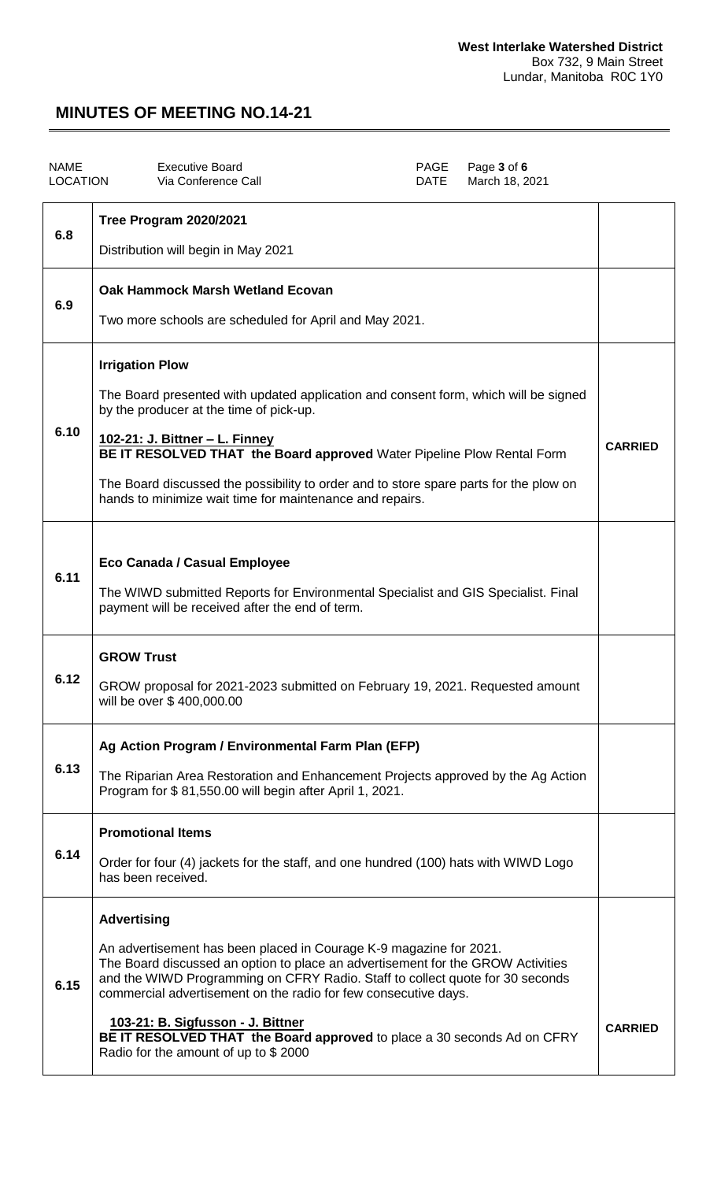**West Interlake Watershed District**
Box 732, 9 Main Street
Lundar, Manitoba R0C 1Y0

## MINUTES OF MEETING NO.14-21

| NAME | Executive Board | PAGE | Page **3** of **6** |
|---|---|---|---|
| LOCATION | Via Conference Call | DATE | March 18, 2021 |

| | | |
|---|---|---|
| 6.8 | **Tree Program 2020/2021**<br><br>Distribution will begin in May 2021 | |
| 6.9 | **Oak Hammock Marsh Wetland Ecovan**<br><br>Two more schools are scheduled for April and May 2021. | |
| 6.10 | **Irrigation Plow**<br><br>The Board presented with updated application and consent form, which will be signed by the producer at the time of pick-up.<br><br>**102-21: J. Bittner – L. Finney**<br>**BE IT RESOLVED THAT the Board approved** Water Pipeline Plow Rental Form<br><br>The Board discussed the possibility to order and to store spare parts for the plow on hands to minimize wait time for maintenance and repairs. | **CARRIED** |
| 6.11 | **Eco Canada / Casual Employee**<br><br>The WIWD submitted Reports for Environmental Specialist and GIS Specialist. Final payment will be received after the end of term. | |
| 6.12 | **GROW Trust**<br><br>GROW proposal for 2021-2023 submitted on February 19, 2021. Requested amount will be over $ 400,000.00 | |
| 6.13 | **Ag Action Program / Environmental Farm Plan (EFP)**<br><br>The Riparian Area Restoration and Enhancement Projects approved by the Ag Action Program for $ 81,550.00 will begin after April 1, 2021. | |
| 6.14 | **Promotional Items**<br><br>Order for four (4) jackets for the staff, and one hundred (100) hats with WIWD Logo has been received. | |
| 6.15 | **Advertising**<br><br>An advertisement has been placed in Courage K-9 magazine for 2021.<br>The Board discussed an option to place an advertisement for the GROW Activities and the WIWD Programming on CFRY Radio. Staff to collect quote for 30 seconds commercial advertisement on the radio for few consecutive days.<br><br>**103-21: B. Sigfusson - J. Bittner**<br>**BE IT RESOLVED THAT the Board approved** to place a 30 seconds Ad on CFRY Radio for the amount of up to $ 2000 | **CARRIED** |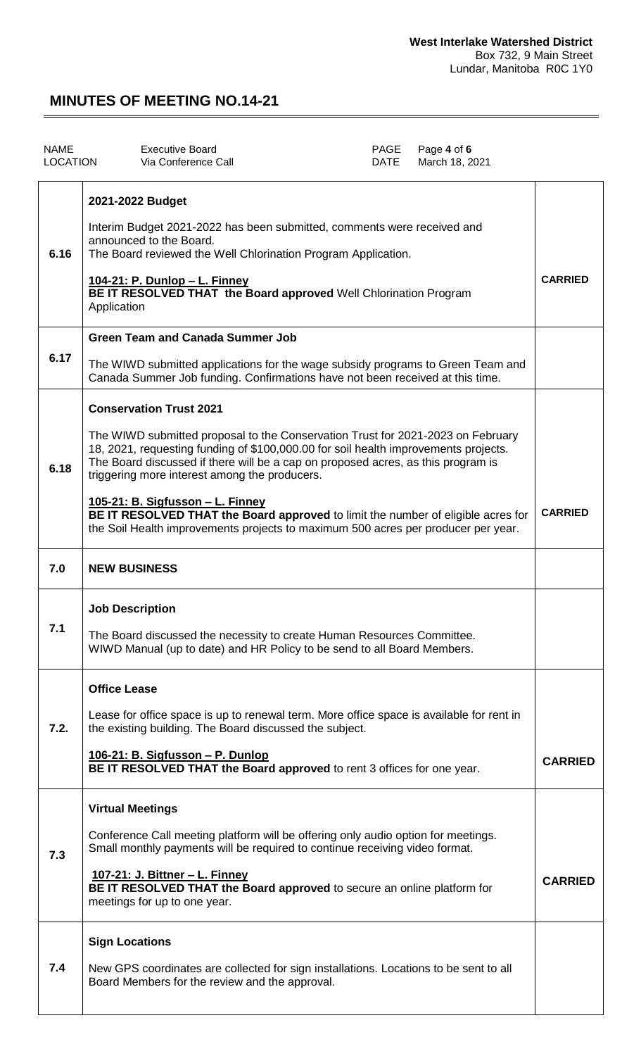| NAME | Executive Board | PAGE | Page **4** of **6** |
|---|---|---|---|
| LOCATION | Via Conference Call | DATE | March 18, 2021 |

| | | |
|---|---|---|
| 6.16 | **2021-2022 Budget**<br><br>Interim Budget 2021-2022 has been submitted, comments were received and announced to the Board.<br>The Board reviewed the Well Chlorination Program Application.<br><br>**104-21: P. Dunlop – L. Finney**<br>**BE IT RESOLVED THAT the Board approved** Well Chlorination Program Application | **CARRIED** |
| 6.17 | **Green Team and Canada Summer Job**<br><br>The WIWD submitted applications for the wage subsidy programs to Green Team and Canada Summer Job funding. Confirmations have not been received at this time. | |
| 6.18 | **Conservation Trust 2021**<br><br>The WIWD submitted proposal to the Conservation Trust for 2021-2023 on February 18, 2021, requesting funding of $100,000.00 for soil health improvements projects. The Board discussed if there will be a cap on proposed acres, as this program is triggering more interest among the producers.<br><br>**105-21: B. Sigfusson – L. Finney**<br>**BE IT RESOLVED THAT the Board approved** to limit the number of eligible acres for the Soil Health improvements projects to maximum 500 acres per producer per year. | **CARRIED** |
| 7.0 | **NEW BUSINESS** | |
| 7.1 | **Job Description**<br><br>The Board discussed the necessity to create Human Resources Committee.<br>WIWD Manual (up to date) and HR Policy to be send to all Board Members. | |
| 7.2. | **Office Lease**<br><br>Lease for office space is up to renewal term. More office space is available for rent in the existing building. The Board discussed the subject.<br><br>**106-21: B. Sigfusson – P. Dunlop**<br>**BE IT RESOLVED THAT the Board approved** to rent 3 offices for one year. | **CARRIED** |
| 7.3 | **Virtual Meetings**<br><br>Conference Call meeting platform will be offering only audio option for meetings. Small monthly payments will be required to continue receiving video format.<br><br>**107-21: J. Bittner – L. Finney**<br>**BE IT RESOLVED THAT the Board approved** to secure an online platform for meetings for up to one year. | **CARRIED** |
| 7.4 | **Sign Locations**<br><br>New GPS coordinates are collected for sign installations. Locations to be sent to all Board Members for the review and the approval. | |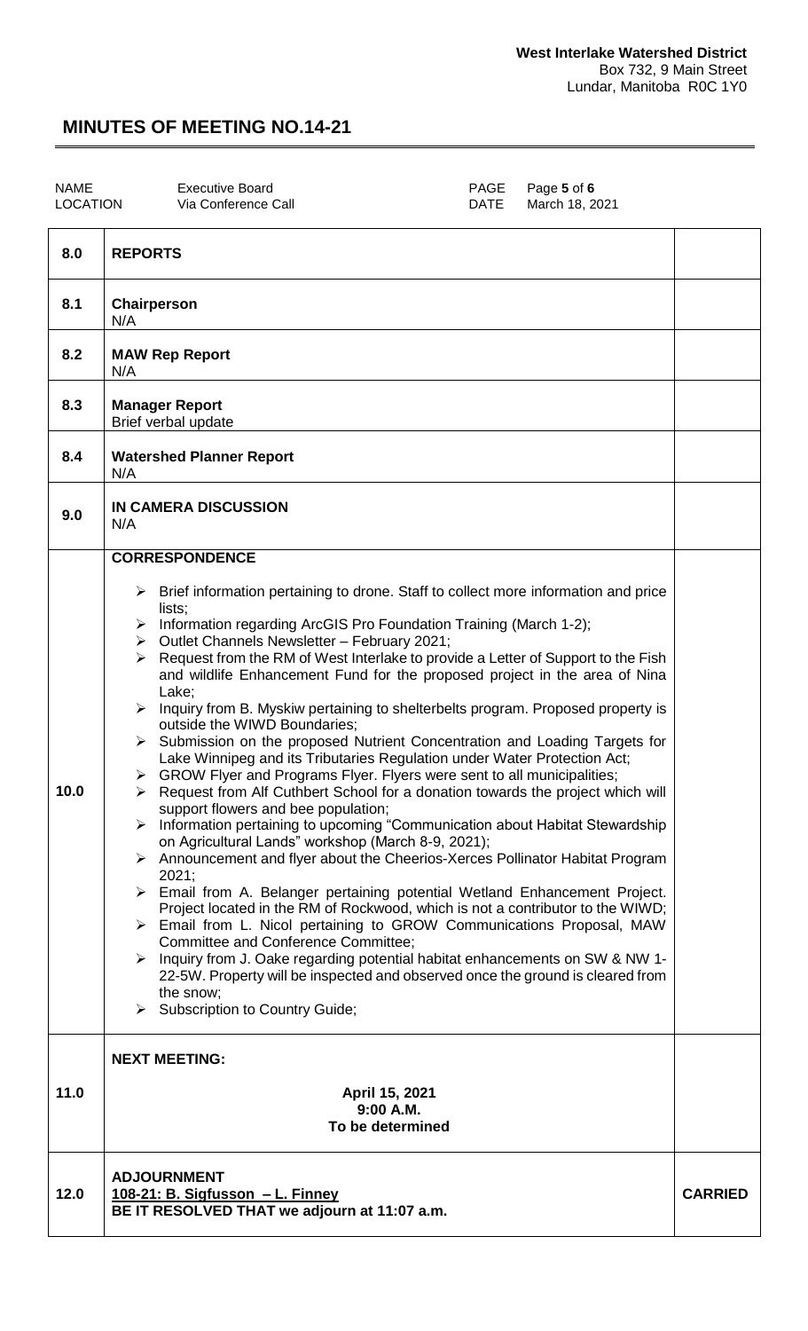**West Interlake Watershed District**
Box 732, 9 Main Street
Lundar, Manitoba R0C 1Y0

# MINUTES OF MEETING NO.14-21

| | | | |
|---|---|---|---|
| NAME | Executive Board | | |
| LOCATION | Via Conference Call | DATE | March 18, 2021 |

| | | |
|---|---|---|
| **8.0** | **REPORTS** | |
| **8.1** | **Chairperson**<br>N/A | |
| **8.2** | **MAW Rep Report**<br>N/A | |
| **8.3** | **Manager Report**<br>Brief verbal update | |
| **8.4** | **Watershed Planner Report**<br>N/A | |
| **9.0** | **IN CAMERA DISCUSSION**<br>N/A | |
| **10.0** | **CORRESPONDENCE**<br>➢ Brief information pertaining to drone. Staff to collect more information and price lists;<br>➢ Information regarding ArcGIS Pro Foundation Training (March 1-2);<br>➢ Outlet Channels Newsletter – February 2021;<br>➢ Request from the RM of West Interlake to provide a Letter of Support to the Fish and wildlife Enhancement Fund for the proposed project in the area of Nina Lake;<br>➢ Inquiry from B. Myskiw pertaining to shelterbelts program. Proposed property is outside the WIWD Boundaries;<br>➢ Submission on the proposed Nutrient Concentration and Loading Targets for Lake Winnipeg and its Tributaries Regulation under Water Protection Act;<br>➢ GROW Flyer and Programs Flyer. Flyers were sent to all municipalities;<br>➢ Request from Alf Cuthbert School for a donation towards the project which will support flowers and bee population;<br>➢ Information pertaining to upcoming "Communication about Habitat Stewardship on Agricultural Lands" workshop (March 8-9, 2021);<br>➢ Announcement and flyer about the Cheerios-Xerces Pollinator Habitat Program 2021;<br>➢ Email from A. Belanger pertaining potential Wetland Enhancement Project. Project located in the RM of Rockwood, which is not a contributor to the WIWD;<br>➢ Email from L. Nicol pertaining to GROW Communications Proposal, MAW Committee and Conference Committee;<br>➢ Inquiry from J. Oake regarding potential habitat enhancements on SW & NW 1-22-5W. Property will be inspected and observed once the ground is cleared from the snow;<br>➢ Subscription to Country Guide; | |
| **11.0** | **NEXT MEETING:**<br>**April 15, 2021**<br>**9:00 A.M.**<br>**To be determined** | |
| **12.0** | **ADJOURNMENT**<br>**108-21: B. Sigfusson – L. Finney**<br>**BE IT RESOLVED THAT we adjourn at 11:07 a.m.** | **CARRIED** |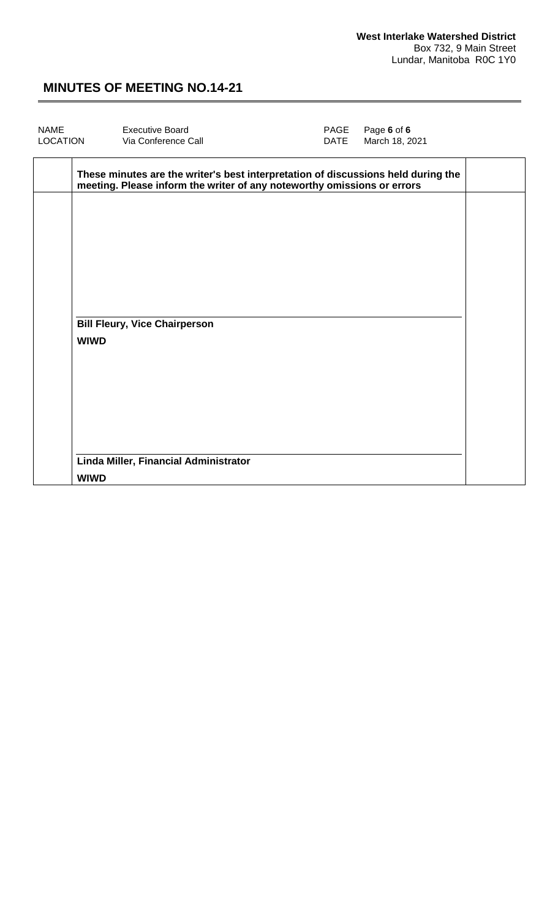**West Interlake Watershed District**
Box 732, 9 Main Street
Lundar, Manitoba R0C 1Y0

## MINUTES OF MEETING NO.14-21

| | | | |
|---|---|---|---|
| NAME | Executive Board | PAGE | Page **6** of **6** |
| LOCATION | Via Conference Call | DATE | March 18, 2021 |

**These minutes are the writer's best interpretation of discussions held during the meeting. Please inform the writer of any noteworthy omissions or errors**

**Bill Fleury, Vice Chairperson**

**WIWD**

**Linda Miller, Financial Administrator**

**WIWD**